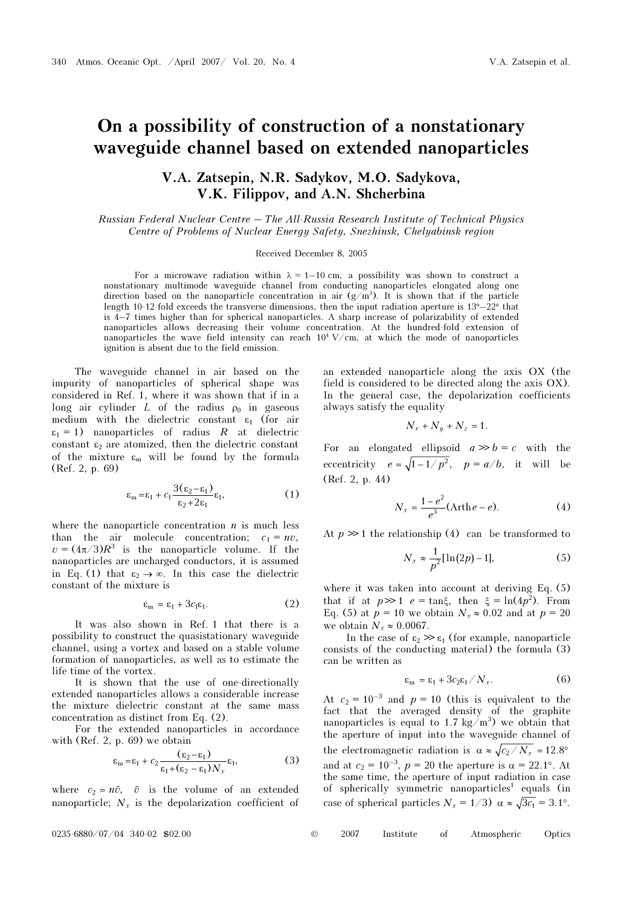// Strict transcription: page 1 of 2

# On a possibility of construction of a nonstationary waveguide channel based on extended nanoparticles

**V.A. Zatsepin, N.R. Sadykov, M.O. Sadykova, V.K. Filippov, and A.N. Shcherbina**

*Russian Federal Nuclear Centre — The All-Russia Research Institute of Technical Physics Centre of Problems of Nuclear Energy Safety, Snezhinsk, Chelyabinsk region*

Received December 8, 2005

For a microwave radiation within $\lambda = 1$–$10$ cm, a possibility was shown to construct a nonstationary multimode waveguide channel from conducting nanoparticles elongated along one direction based on the nanoparticle concentration in air (g/m$^3$). It is shown that if the particle length 10–12-fold exceeds the transverse dimensions, then the input radiation aperture is 13°–22° that is 4–7 times higher than for spherical nanoparticles. A sharp increase of polarizability of extended nanoparticles allows decreasing their volume concentration. At the hundred-fold extension of nanoparticles the wave field intensity can reach $10^4$ V/cm, at which the mode of nanoparticles ignition is absent due to the field emission.

The waveguide channel in air based on the impurity of nanoparticles of spherical shape was considered in Ref. 1, where it was shown that if in a long air cylinder $L$ of the radius $\rho_0$ in gaseous medium with the dielectric constant $\varepsilon_1$ (for air $\varepsilon_1 = 1$) nanoparticles of radius $R$ at dielectric constant $\varepsilon_2$ are atomized, then the dielectric constant of the mixture $\varepsilon_m$ will be found by the formula (Ref. 2, p. 69)

$$\varepsilon_m = \varepsilon_1 + c_1 \frac{3(\varepsilon_2 - \varepsilon_1)}{\varepsilon_2 + 2\varepsilon_1}\varepsilon_1, \tag{1}$$

where the nanoparticle concentration $n$ is much less than the air molecule concentration; $c_1 = nv$, $v = (4\pi/3)R^3$ is the nanoparticle volume. If the nanoparticles are uncharged conductors, it is assumed in Eq. (1) that $\varepsilon_2 \to \infty$. In this case the dielectric constant of the mixture is

$$\varepsilon_m = \varepsilon_1 + 3c_1\varepsilon_1. \tag{2}$$

It was also shown in Ref. 1 that there is a possibility to construct the quasistationary waveguide channel, using a vortex and based on a stable volume formation of nanoparticles, as well as to estimate the life time of the vortex.

It is shown that the use of one-directionally extended nanoparticles allows a considerable increase the mixture dielectric constant at the same mass concentration as distinct from Eq. (2).

For the extended nanoparticles in accordance with (Ref. 2, p. 69) we obtain

$$\varepsilon_m = \varepsilon_1 + c_2 \frac{(\varepsilon_2 - \varepsilon_1)}{\varepsilon_1 + (\varepsilon_2 - \varepsilon_1)N_x}\varepsilon_1, \tag{3}$$

where $c_2 = n\tilde{v}$, $\tilde{v}$ is the volume of an extended nanoparticle; $N_x$ is the depolarization coefficient of an extended nanoparticle along the axis OX (the field is considered to be directed along the axis OX). In the general case, the depolarization coefficients always satisfy the equality

$$N_x + N_y + N_z = 1.$$

For an elongated ellipsoid $a \gg b = c$ with the eccentricity $e = \sqrt{1 - 1/p^2}$, $p = a/b$, it will be (Ref. 2, p. 44)

$$N_x = \frac{1 - e^2}{e^3}(\operatorname{Arth} e - e). \tag{4}$$

At $p \gg 1$ the relationship (4) can be transformed to

$$N_x \approx \frac{1}{p^2}[\ln(2p) - 1], \tag{5}$$

where it was taken into account at deriving Eq. (5) that if at $p \gg 1$ $e = \tan\xi$, then $\xi = \ln(4p^2)$. From Eq. (5) at $p = 10$ we obtain $N_x \approx 0.02$ and at $p = 20$ we obtain $N_x \approx 0.0067$.

In the case of $\varepsilon_2 \gg \varepsilon_1$ (for example, nanoparticle consists of the conducting material) the formula (3) can be written as

$$\varepsilon_m = \varepsilon_1 + 3c_2\varepsilon_1 / N_x. \tag{6}$$

At $c_2 = 10^{-3}$ and $p = 10$ (this is equivalent to the fact that the averaged density of the graphite nanoparticles is equal to 1.7 kg/m$^3$) we obtain that the aperture of input into the waveguide channel of the electromagnetic radiation is $\alpha \approx \sqrt{c_2/N_x} = 12.8°$ and at $c_2 = 10^{-3}$, $p = 20$ the aperture is $\alpha = 22.1°$. At the same time, the aperture of input radiation in case of spherically symmetric nanoparticles[1] equals (in case of spherical particles $N_x = 1/3$) $\alpha \approx \sqrt{3c_1} = 3.1°$.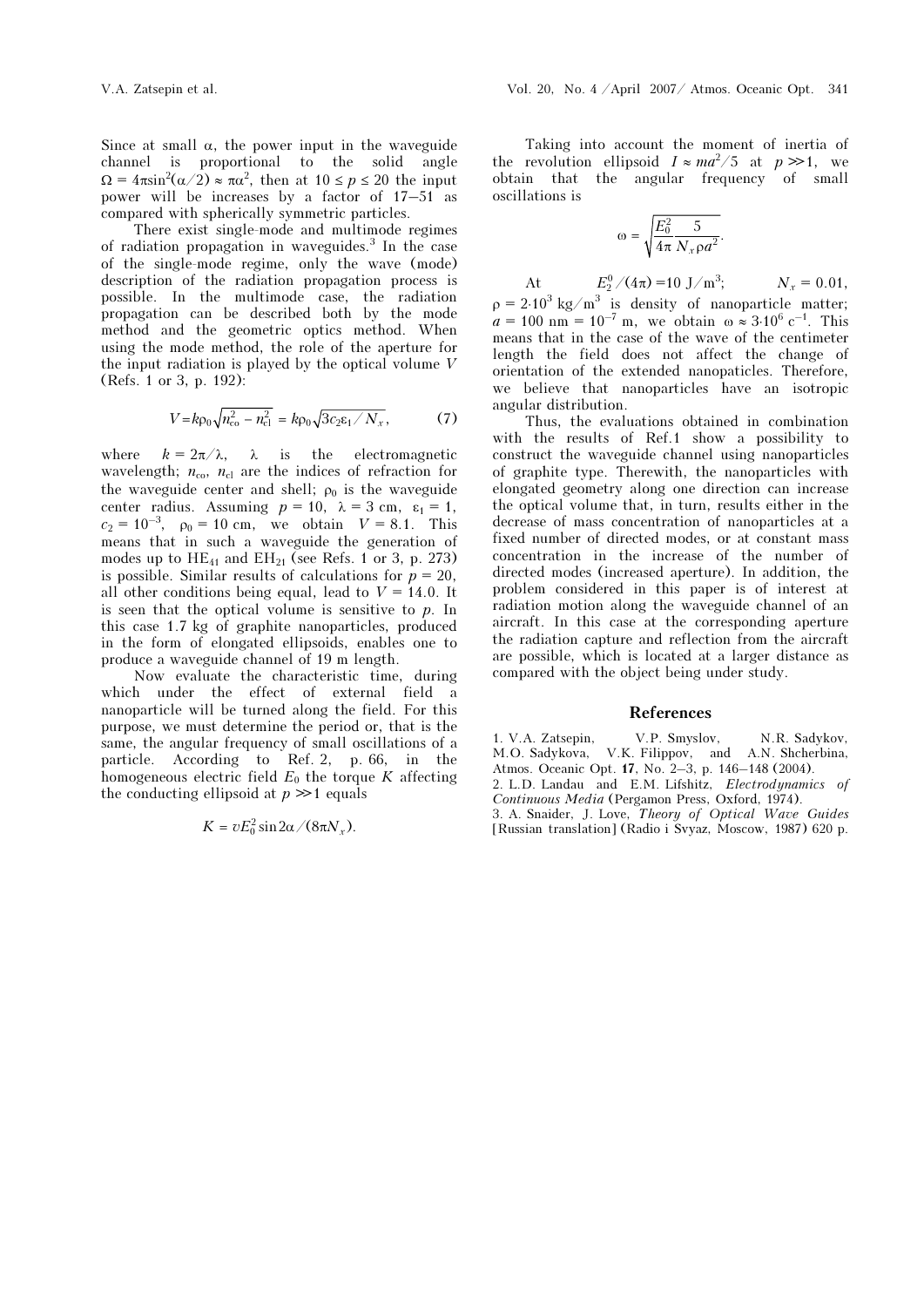Since at small α, the power input in the waveguide channel is proportional to the solid angle $\Omega = 4\pi\sin^2(\alpha/2) \approx \pi\alpha^2$, then at $10 \le p \le 20$ the input power will be increases by a factor of 17–51 as compared with spherically symmetric particles.

There exist single-mode and multimode regimes of radiation propagation in waveguides.[3] In the case of the single-mode regime, only the wave (mode) description of the radiation propagation process is possible. In the multimode case, the radiation propagation can be described both by the mode method and the geometric optics method. When using the mode method, the role of the aperture for the input radiation is played by the optical volume $V$ (Refs. 1 or 3, p. 192):

$$V = k\rho_0\sqrt{n_{co}^2 - n_{cl}^2} = k\rho_0\sqrt{3c_2\varepsilon_1/N_x}, \tag{7}$$

where $k = 2\pi/\lambda$, $\lambda$ is the electromagnetic wavelength; $n_{co}$, $n_{cl}$ are the indices of refraction for the waveguide center and shell; $\rho_0$ is the waveguide center radius. Assuming $p = 10$, $\lambda = 3$ cm, $\varepsilon_1 = 1$, $c_2 = 10^{-3}$, $\rho_0 = 10$ cm, we obtain $V = 8.1$. This means that in such a waveguide the generation of modes up to $HE_{41}$ and $EH_{21}$ (see Refs. 1 or 3, p. 273) is possible. Similar results of calculations for $p = 20$, all other conditions being equal, lead to $V = 14.0$. It is seen that the optical volume is sensitive to $p$. In this case 1.7 kg of graphite nanoparticles, produced in the form of elongated ellipsoids, enables one to produce a waveguide channel of 19 m length.

Now evaluate the characteristic time, during which under the effect of external field a nanoparticle will be turned along the field. For this purpose, we must determine the period or, that is the same, the angular frequency of small oscillations of a particle. According to Ref. 2, p. 66, in the homogeneous electric field $E_0$ the torque $K$ affecting the conducting ellipsoid at $p \gg 1$ equals

$$K = vE_0^2\sin 2\alpha/(8\pi N_x).$$

Taking into account the moment of inertia of the revolution ellipsoid $I \approx ma^2/5$ at $p \gg 1$, we obtain that the angular frequency of small oscillations is

$$\omega = \sqrt{\frac{E_0^2}{4\pi}\frac{5}{N_x\rho a^2}}.$$

At $E_2^0/(4\pi) = 10$ J/m$^3$; $N_x = 0.01$, $\rho = 2\cdot10^3$ kg/m$^3$ is density of nanoparticle matter; $a = 100$ nm $= 10^{-7}$ m, we obtain $\omega \approx 3\cdot10^6$ c$^{-1}$. This means that in the case of the wave of the centimeter length the field does not affect the change of orientation of the extended nanopaticles. Therefore, we believe that nanoparticles have an isotropic angular distribution.

Thus, the evaluations obtained in combination with the results of Ref.1 show a possibility to construct the waveguide channel using nanoparticles of graphite type. Therewith, the nanoparticles with elongated geometry along one direction can increase the optical volume that, in turn, results either in the decrease of mass concentration of nanoparticles at a fixed number of directed modes, or at constant mass concentration in the increase of the number of directed modes (increased aperture). In addition, the problem considered in this paper is of interest at radiation motion along the waveguide channel of an aircraft. In this case at the corresponding aperture the radiation capture and reflection from the aircraft are possible, which is located at a larger distance as compared with the object being under study.

## References

1. V.A. Zatsepin, V.P. Smyslov, N.R. Sadykov, M.O. Sadykova, V.K. Filippov, and A.N. Shcherbina, Atmos. Oceanic Opt. **17**, No. 2–3, p. 146–148 (2004).
2. L.D. Landau and E.M. Lifshitz, *Electrodynamics of Continuous Media* (Pergamon Press, Oxford, 1974).
3. A. Snaider, J. Love, *Theory of Optical Wave Guides* [Russian translation] (Radio i Svyaz, Moscow, 1987) 620 p.